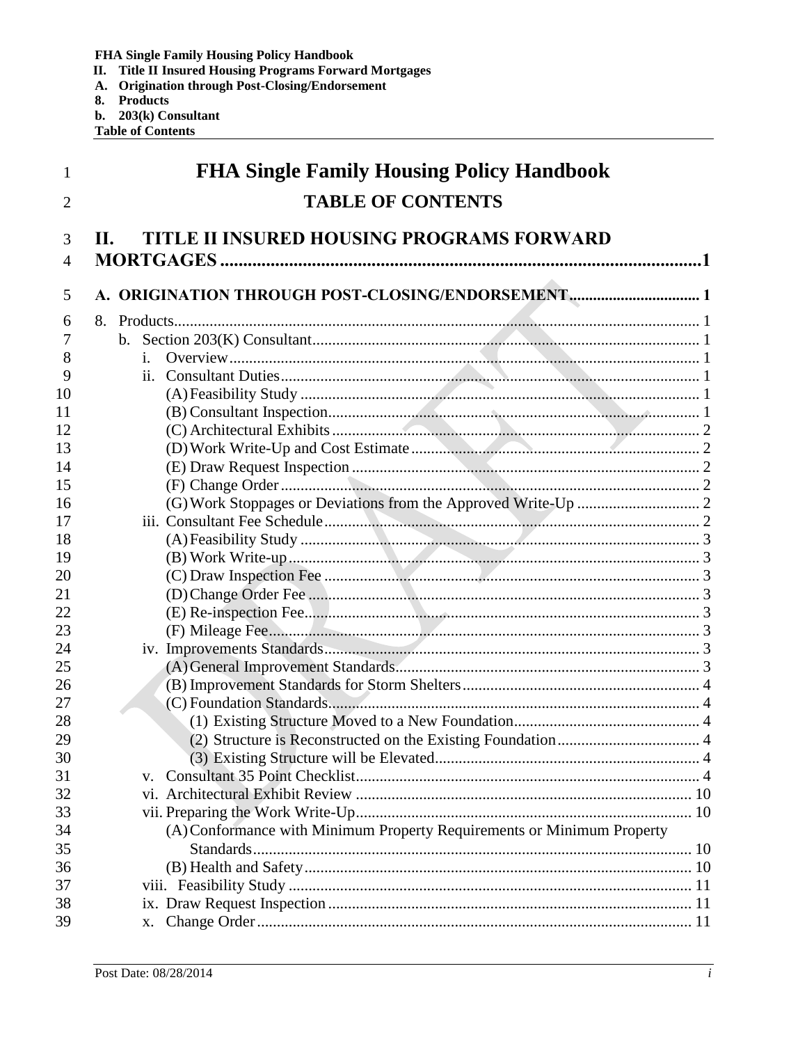# FHA Single Family Housing Policy Handbook

## TABLE OF CONTENTS

## II. TITLE II INSURED HOUSING PROGRAMS FORWARD MORTGAGES ........ 1

### A. ORIGINATION THROUGH POST-CLOSING/ENDORSEMENT ........ 1

8. Products ........ 1
   - b. Section 203(K) Consultant ........ 1
     - i. Overview ........ 1
     - ii. Consultant Duties ........ 1
       - (A) Feasibility Study ........ 1
       - (B) Consultant Inspection ........ 1
       - (C) Architectural Exhibits ........ 2
       - (D) Work Write-Up and Cost Estimate ........ 2
       - (E) Draw Request Inspection ........ 2
       - (F) Change Order ........ 2
       - (G) Work Stoppages or Deviations from the Approved Write-Up ........ 2
     - iii. Consultant Fee Schedule ........ 2
       - (A) Feasibility Study ........ 3
       - (B) Work Write-up ........ 3
       - (C) Draw Inspection Fee ........ 3
       - (D) Change Order Fee ........ 3
       - (E) Re-inspection Fee ........ 3
       - (F) Mileage Fee ........ 3
     - iv. Improvements Standards ........ 3
       - (A) General Improvement Standards ........ 3
       - (B) Improvement Standards for Storm Shelters ........ 4
       - (C) Foundation Standards ........ 4
         - (1) Existing Structure Moved to a New Foundation ........ 4
         - (2) Structure is Reconstructed on the Existing Foundation ........ 4
         - (3) Existing Structure will be Elevated ........ 4
     - v. Consultant 35 Point Checklist ........ 4
     - vi. Architectural Exhibit Review ........ 10
     - vii. Preparing the Work Write-Up ........ 10
       - (A) Conformance with Minimum Property Requirements or Minimum Property Standards ........ 10
       - (B) Health and Safety ........ 10
     - viii. Feasibility Study ........ 11
     - ix. Draw Request Inspection ........ 11
     - x. Change Order ........ 11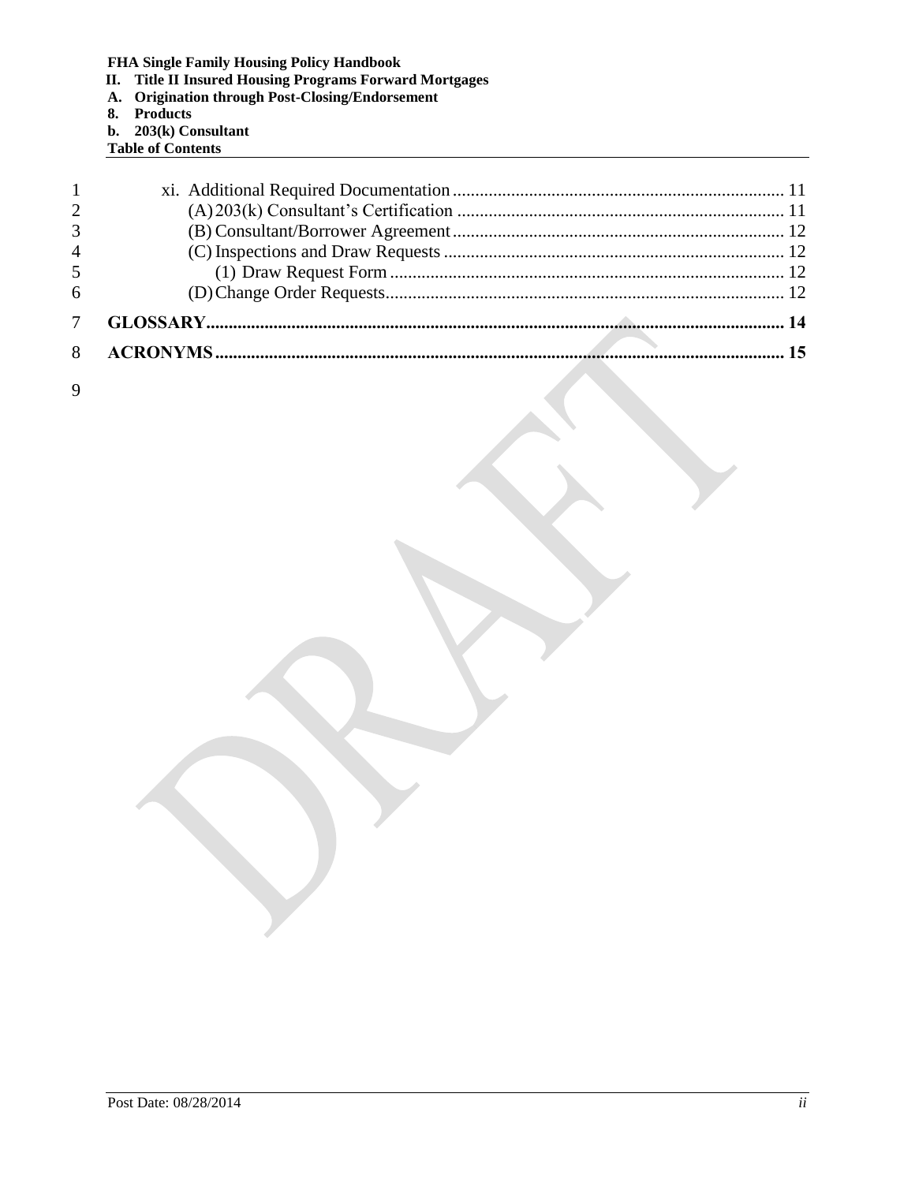xi. Additional Required Documentation ........................................................................ 11

(A) 203(k) Consultant's Certification ....................................................................... 11

(B) Consultant/Borrower Agreement ........................................................................ 12

(C) Inspections and Draw Requests .......................................................................... 12

(1) Draw Request Form ...................................................................................... 12

(D) Change Order Requests ....................................................................................... 12

**GLOSSARY............................................................................................................................ 14**

**ACRONYMS .......................................................................................................................... 15**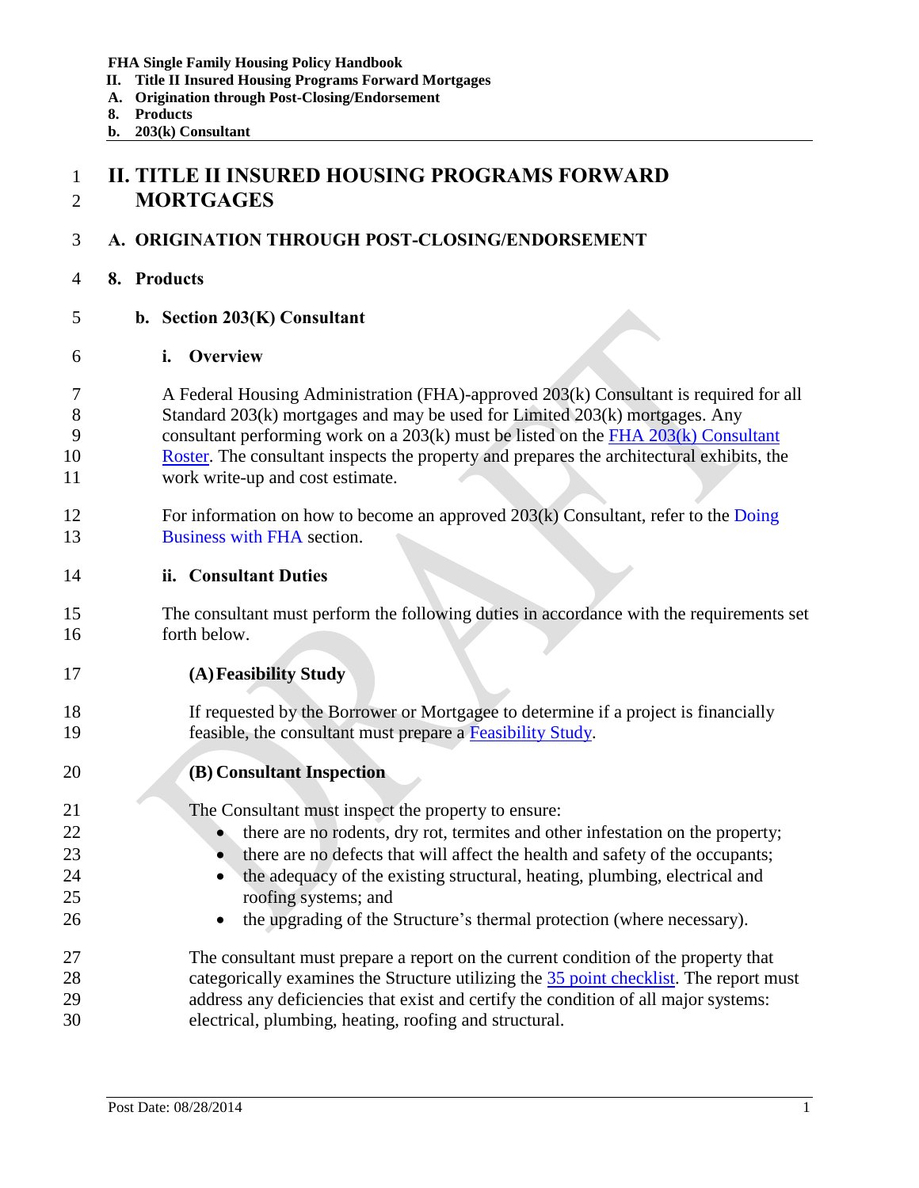# II. TITLE II INSURED HOUSING PROGRAMS FORWARD MORTGAGES

## A. ORIGINATION THROUGH POST-CLOSING/ENDORSEMENT

### 8. Products

#### b. Section 203(K) Consultant

##### i. Overview

A Federal Housing Administration (FHA)-approved 203(k) Consultant is required for all Standard 203(k) mortgages and may be used for Limited 203(k) mortgages. Any consultant performing work on a 203(k) must be listed on the FHA 203(k) Consultant Roster. The consultant inspects the property and prepares the architectural exhibits, the work write-up and cost estimate.

For information on how to become an approved 203(k) Consultant, refer to the Doing Business with FHA section.

##### ii. Consultant Duties

The consultant must perform the following duties in accordance with the requirements set forth below.

###### (A) Feasibility Study

If requested by the Borrower or Mortgagee to determine if a project is financially feasible, the consultant must prepare a Feasibility Study.

###### (B) Consultant Inspection

The Consultant must inspect the property to ensure:

- there are no rodents, dry rot, termites and other infestation on the property;
- there are no defects that will affect the health and safety of the occupants;
- the adequacy of the existing structural, heating, plumbing, electrical and roofing systems; and
- the upgrading of the Structure's thermal protection (where necessary).

The consultant must prepare a report on the current condition of the property that categorically examines the Structure utilizing the 35 point checklist. The report must address any deficiencies that exist and certify the condition of all major systems: electrical, plumbing, heating, roofing and structural.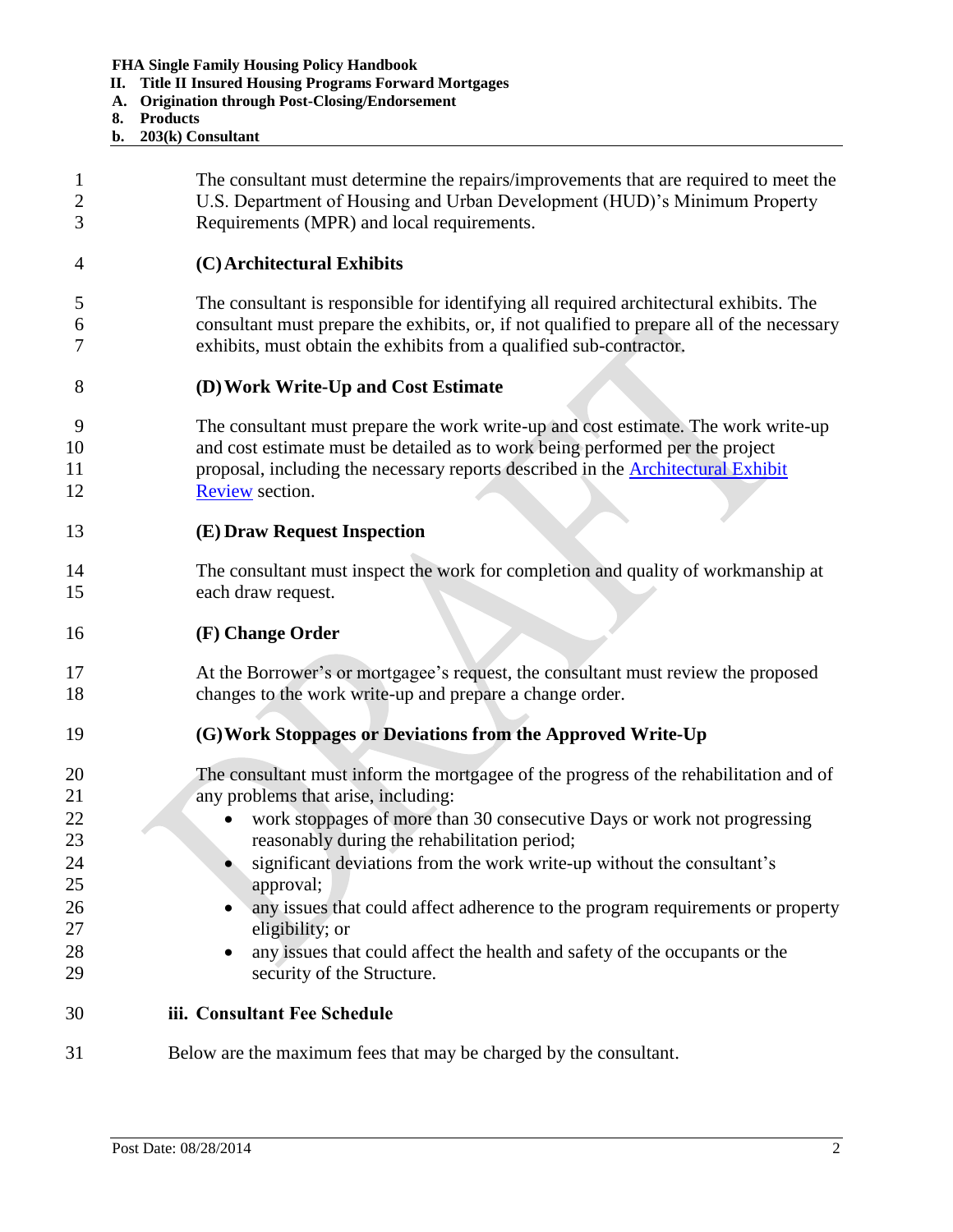The consultant must determine the repairs/improvements that are required to meet the U.S. Department of Housing and Urban Development (HUD)'s Minimum Property Requirements (MPR) and local requirements.

**(C) Architectural Exhibits**

The consultant is responsible for identifying all required architectural exhibits. The consultant must prepare the exhibits, or, if not qualified to prepare all of the necessary exhibits, must obtain the exhibits from a qualified sub-contractor.

**(D) Work Write-Up and Cost Estimate**

The consultant must prepare the work write-up and cost estimate. The work write-up and cost estimate must be detailed as to work being performed per the project proposal, including the necessary reports described in the Architectural Exhibit Review section.

**(E) Draw Request Inspection**

The consultant must inspect the work for completion and quality of workmanship at each draw request.

**(F) Change Order**

At the Borrower's or mortgagee's request, the consultant must review the proposed changes to the work write-up and prepare a change order.

**(G) Work Stoppages or Deviations from the Approved Write-Up**

The consultant must inform the mortgagee of the progress of the rehabilitation and of any problems that arise, including:

- work stoppages of more than 30 consecutive Days or work not progressing reasonably during the rehabilitation period;
- significant deviations from the work write-up without the consultant's approval;
- any issues that could affect adherence to the program requirements or property eligibility; or
- any issues that could affect the health and safety of the occupants or the security of the Structure.

**iii. Consultant Fee Schedule**

Below are the maximum fees that may be charged by the consultant.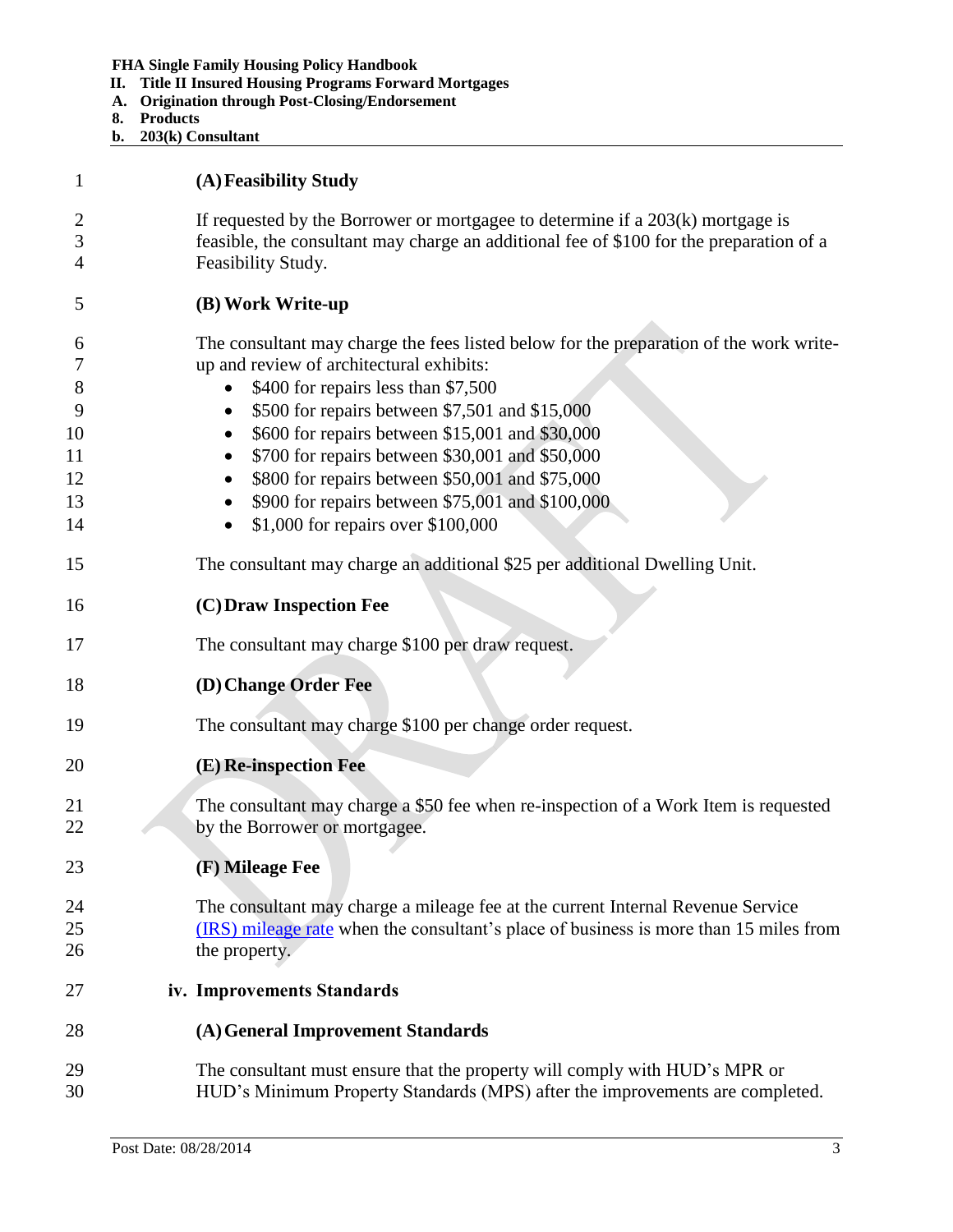#### (A) Feasibility Study

If requested by the Borrower or mortgagee to determine if a 203(k) mortgage is feasible, the consultant may charge an additional fee of $100 for the preparation of a Feasibility Study.

#### (B) Work Write-up

The consultant may charge the fees listed below for the preparation of the work write-up and review of architectural exhibits:

- $400 for repairs less than $7,500
- $500 for repairs between $7,501 and $15,000
- $600 for repairs between $15,001 and $30,000
- $700 for repairs between $30,001 and $50,000
- $800 for repairs between $50,001 and $75,000
- $900 for repairs between $75,001 and $100,000
- $1,000 for repairs over $100,000

The consultant may charge an additional $25 per additional Dwelling Unit.

#### (C) Draw Inspection Fee

The consultant may charge $100 per draw request.

#### (D) Change Order Fee

The consultant may charge $100 per change order request.

#### (E) Re-inspection Fee

The consultant may charge a $50 fee when re-inspection of a Work Item is requested by the Borrower or mortgagee.

#### (F) Mileage Fee

The consultant may charge a mileage fee at the current Internal Revenue Service (IRS) mileage rate when the consultant's place of business is more than 15 miles from the property.

### iv. Improvements Standards

#### (A) General Improvement Standards

The consultant must ensure that the property will comply with HUD's MPR or HUD's Minimum Property Standards (MPS) after the improvements are completed.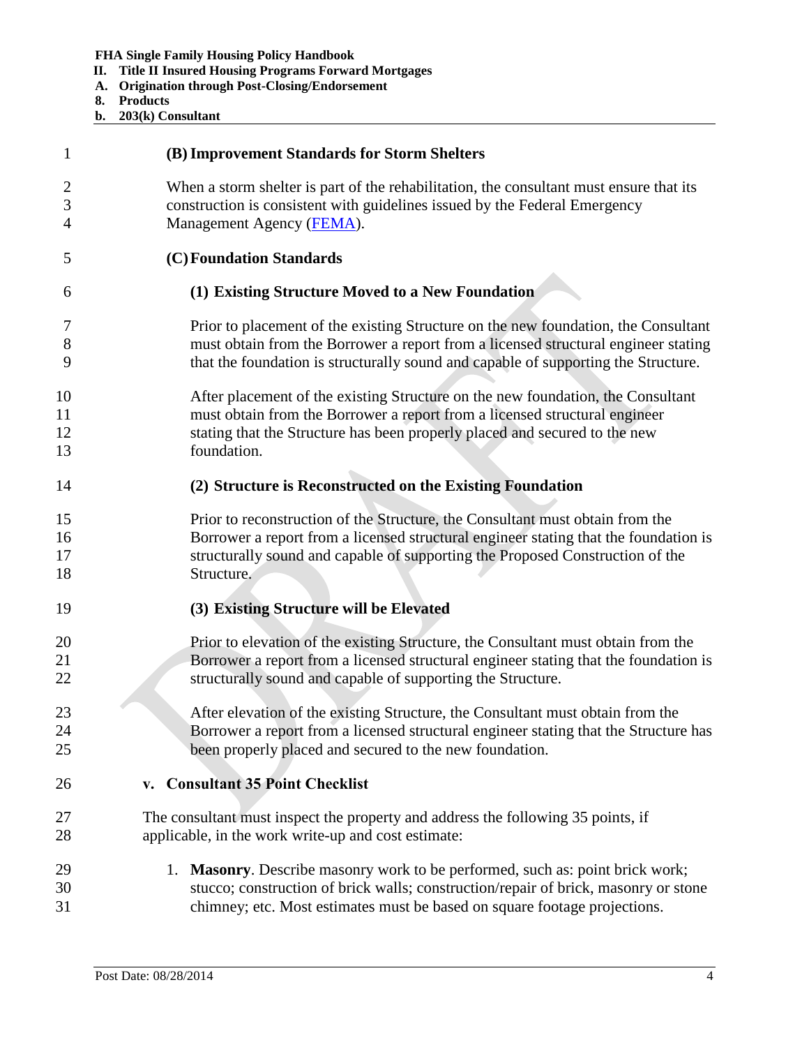#### (B) Improvement Standards for Storm Shelters

When a storm shelter is part of the rehabilitation, the consultant must ensure that its construction is consistent with guidelines issued by the Federal Emergency Management Agency (FEMA).

#### (C) Foundation Standards

##### (1) Existing Structure Moved to a New Foundation

Prior to placement of the existing Structure on the new foundation, the Consultant must obtain from the Borrower a report from a licensed structural engineer stating that the foundation is structurally sound and capable of supporting the Structure.

After placement of the existing Structure on the new foundation, the Consultant must obtain from the Borrower a report from a licensed structural engineer stating that the Structure has been properly placed and secured to the new foundation.

##### (2) Structure is Reconstructed on the Existing Foundation

Prior to reconstruction of the Structure, the Consultant must obtain from the Borrower a report from a licensed structural engineer stating that the foundation is structurally sound and capable of supporting the Proposed Construction of the Structure.

##### (3) Existing Structure will be Elevated

Prior to elevation of the existing Structure, the Consultant must obtain from the Borrower a report from a licensed structural engineer stating that the foundation is structurally sound and capable of supporting the Structure.

After elevation of the existing Structure, the Consultant must obtain from the Borrower a report from a licensed structural engineer stating that the Structure has been properly placed and secured to the new foundation.

### v. Consultant 35 Point Checklist

The consultant must inspect the property and address the following 35 points, if applicable, in the work write-up and cost estimate:

1. **Masonry**. Describe masonry work to be performed, such as: point brick work; stucco; construction of brick walls; construction/repair of brick, masonry or stone chimney; etc. Most estimates must be based on square footage projections.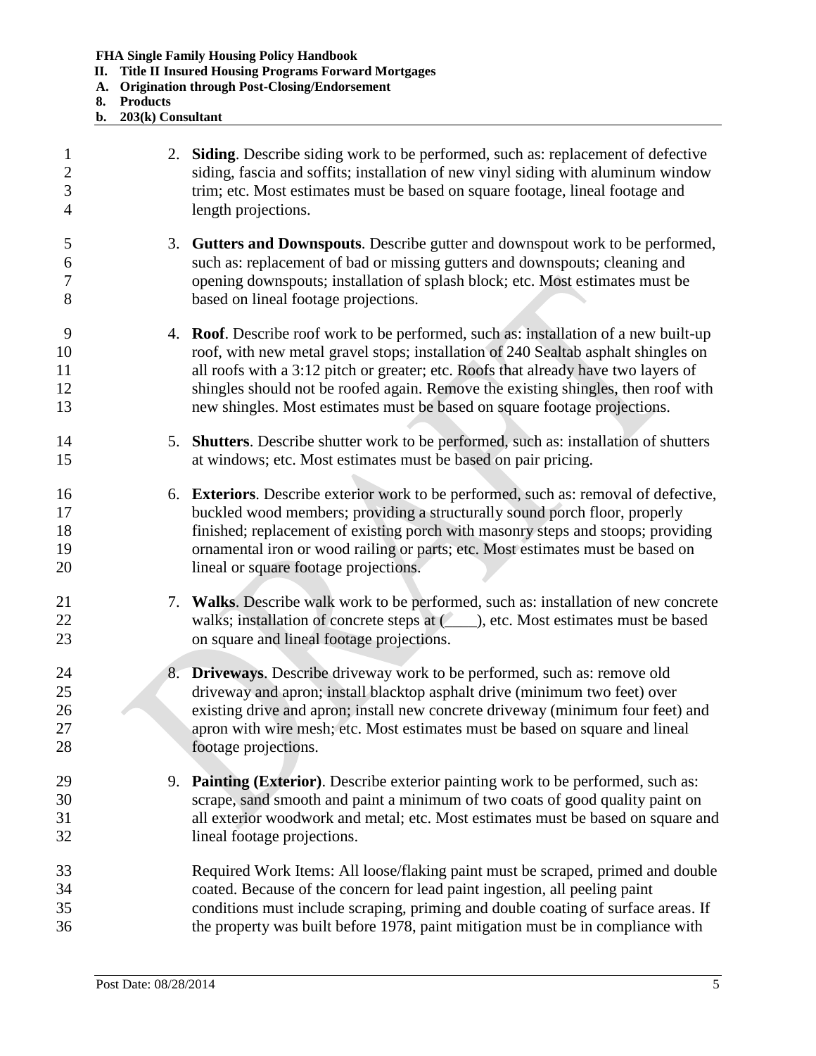2. **Siding**. Describe siding work to be performed, such as: replacement of defective siding, fascia and soffits; installation of new vinyl siding with aluminum window trim; etc. Most estimates must be based on square footage, lineal footage and length projections.

3. **Gutters and Downspouts**. Describe gutter and downspout work to be performed, such as: replacement of bad or missing gutters and downspouts; cleaning and opening downspouts; installation of splash block; etc. Most estimates must be based on lineal footage projections.

4. **Roof**. Describe roof work to be performed, such as: installation of a new built-up roof, with new metal gravel stops; installation of 240 Sealtab asphalt shingles on all roofs with a 3:12 pitch or greater; etc. Roofs that already have two layers of shingles should not be roofed again. Remove the existing shingles, then roof with new shingles. Most estimates must be based on square footage projections.

5. **Shutters**. Describe shutter work to be performed, such as: installation of shutters at windows; etc. Most estimates must be based on pair pricing.

6. **Exteriors**. Describe exterior work to be performed, such as: removal of defective, buckled wood members; providing a structurally sound porch floor, properly finished; replacement of existing porch with masonry steps and stoops; providing ornamental iron or wood railing or parts; etc. Most estimates must be based on lineal or square footage projections.

7. **Walks**. Describe walk work to be performed, such as: installation of new concrete walks; installation of concrete steps at (____), etc. Most estimates must be based on square and lineal footage projections.

8. **Driveways**. Describe driveway work to be performed, such as: remove old driveway and apron; install blacktop asphalt drive (minimum two feet) over existing drive and apron; install new concrete driveway (minimum four feet) and apron with wire mesh; etc. Most estimates must be based on square and lineal footage projections.

9. **Painting (Exterior)**. Describe exterior painting work to be performed, such as: scrape, sand smooth and paint a minimum of two coats of good quality paint on all exterior woodwork and metal; etc. Most estimates must be based on square and lineal footage projections.

   Required Work Items: All loose/flaking paint must be scraped, primed and double coated. Because of the concern for lead paint ingestion, all peeling paint conditions must include scraping, priming and double coating of surface areas. If the property was built before 1978, paint mitigation must be in compliance with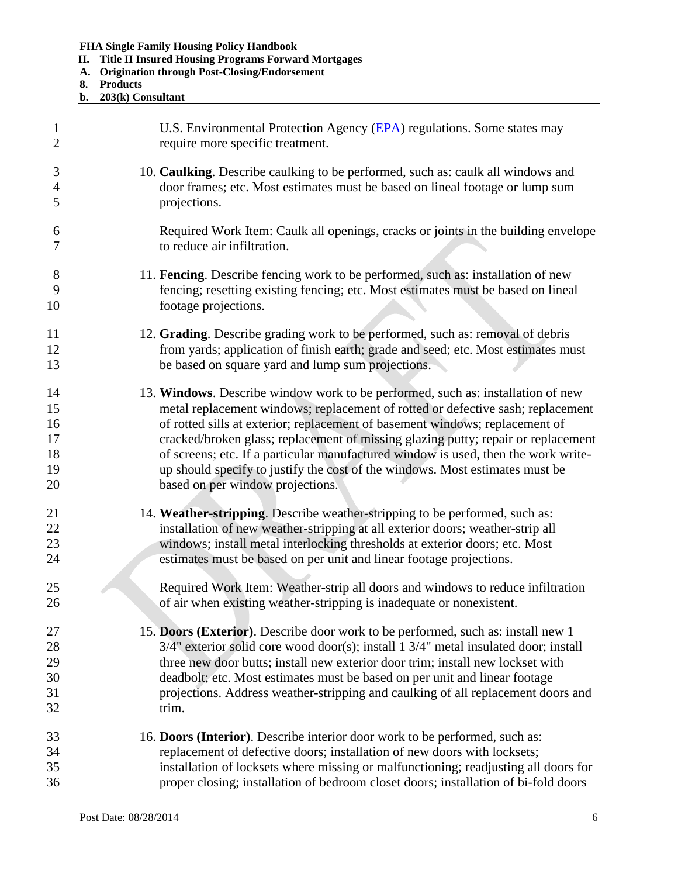U.S. Environmental Protection Agency (EPA) regulations. Some states may require more specific treatment.

10. **Caulking**. Describe caulking to be performed, such as: caulk all windows and door frames; etc. Most estimates must be based on lineal footage or lump sum projections.

    Required Work Item: Caulk all openings, cracks or joints in the building envelope to reduce air infiltration.

11. **Fencing**. Describe fencing work to be performed, such as: installation of new fencing; resetting existing fencing; etc. Most estimates must be based on lineal footage projections.

12. **Grading**. Describe grading work to be performed, such as: removal of debris from yards; application of finish earth; grade and seed; etc. Most estimates must be based on square yard and lump sum projections.

13. **Windows**. Describe window work to be performed, such as: installation of new metal replacement windows; replacement of rotted or defective sash; replacement of rotted sills at exterior; replacement of basement windows; replacement of cracked/broken glass; replacement of missing glazing putty; repair or replacement of screens; etc. If a particular manufactured window is used, then the work write-up should specify to justify the cost of the windows. Most estimates must be based on per window projections.

14. **Weather-stripping**. Describe weather-stripping to be performed, such as: installation of new weather-stripping at all exterior doors; weather-strip all windows; install metal interlocking thresholds at exterior doors; etc. Most estimates must be based on per unit and linear footage projections.

    Required Work Item: Weather-strip all doors and windows to reduce infiltration of air when existing weather-stripping is inadequate or nonexistent.

15. **Doors (Exterior)**. Describe door work to be performed, such as: install new 1 3/4" exterior solid core wood door(s); install 1 3/4" metal insulated door; install three new door butts; install new exterior door trim; install new lockset with deadbolt; etc. Most estimates must be based on per unit and linear footage projections. Address weather-stripping and caulking of all replacement doors and trim.

16. **Doors (Interior)**. Describe interior door work to be performed, such as: replacement of defective doors; installation of new doors with locksets; installation of locksets where missing or malfunctioning; readjusting all doors for proper closing; installation of bedroom closet doors; installation of bi-fold doors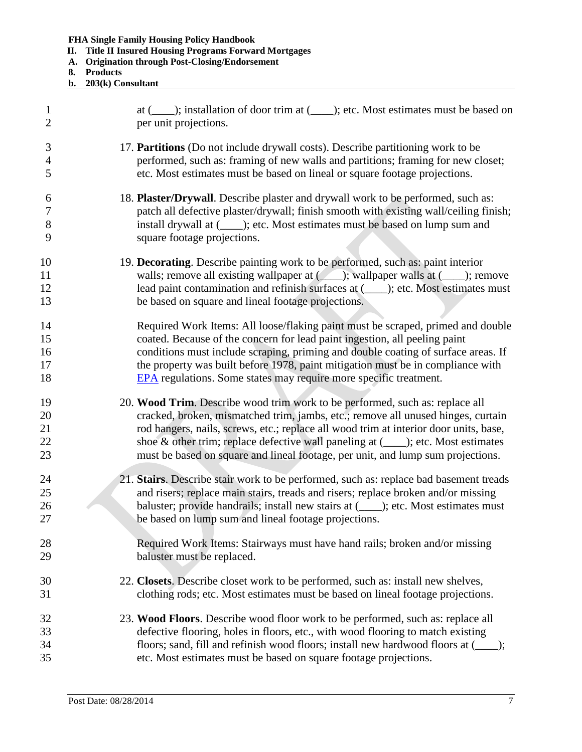at (____); installation of door trim at (____); etc. Most estimates must be based on per unit projections.

17. **Partitions** (Do not include drywall costs). Describe partitioning work to be performed, such as: framing of new walls and partitions; framing for new closet; etc. Most estimates must be based on lineal or square footage projections.

18. **Plaster/Drywall**. Describe plaster and drywall work to be performed, such as: patch all defective plaster/drywall; finish smooth with existing wall/ceiling finish; install drywall at (____); etc. Most estimates must be based on lump sum and square footage projections.

19. **Decorating**. Describe painting work to be performed, such as: paint interior walls; remove all existing wallpaper at (____); wallpaper walls at (____); remove lead paint contamination and refinish surfaces at (____); etc. Most estimates must be based on square and lineal footage projections.

    Required Work Items: All loose/flaking paint must be scraped, primed and double coated. Because of the concern for lead paint ingestion, all peeling paint conditions must include scraping, priming and double coating of surface areas. If the property was built before 1978, paint mitigation must be in compliance with EPA regulations. Some states may require more specific treatment.

20. **Wood Trim**. Describe wood trim work to be performed, such as: replace all cracked, broken, mismatched trim, jambs, etc.; remove all unused hinges, curtain rod hangers, nails, screws, etc.; replace all wood trim at interior door units, base, shoe & other trim; replace defective wall paneling at (____); etc. Most estimates must be based on square and lineal footage, per unit, and lump sum projections.

21. **Stairs**. Describe stair work to be performed, such as: replace bad basement treads and risers; replace main stairs, treads and risers; replace broken and/or missing baluster; provide handrails; install new stairs at (____); etc. Most estimates must be based on lump sum and lineal footage projections.

    Required Work Items: Stairways must have hand rails; broken and/or missing baluster must be replaced.

22. **Closets**. Describe closet work to be performed, such as: install new shelves, clothing rods; etc. Most estimates must be based on lineal footage projections.

23. **Wood Floors**. Describe wood floor work to be performed, such as: replace all defective flooring, holes in floors, etc., with wood flooring to match existing floors; sand, fill and refinish wood floors; install new hardwood floors at (____); etc. Most estimates must be based on square footage projections.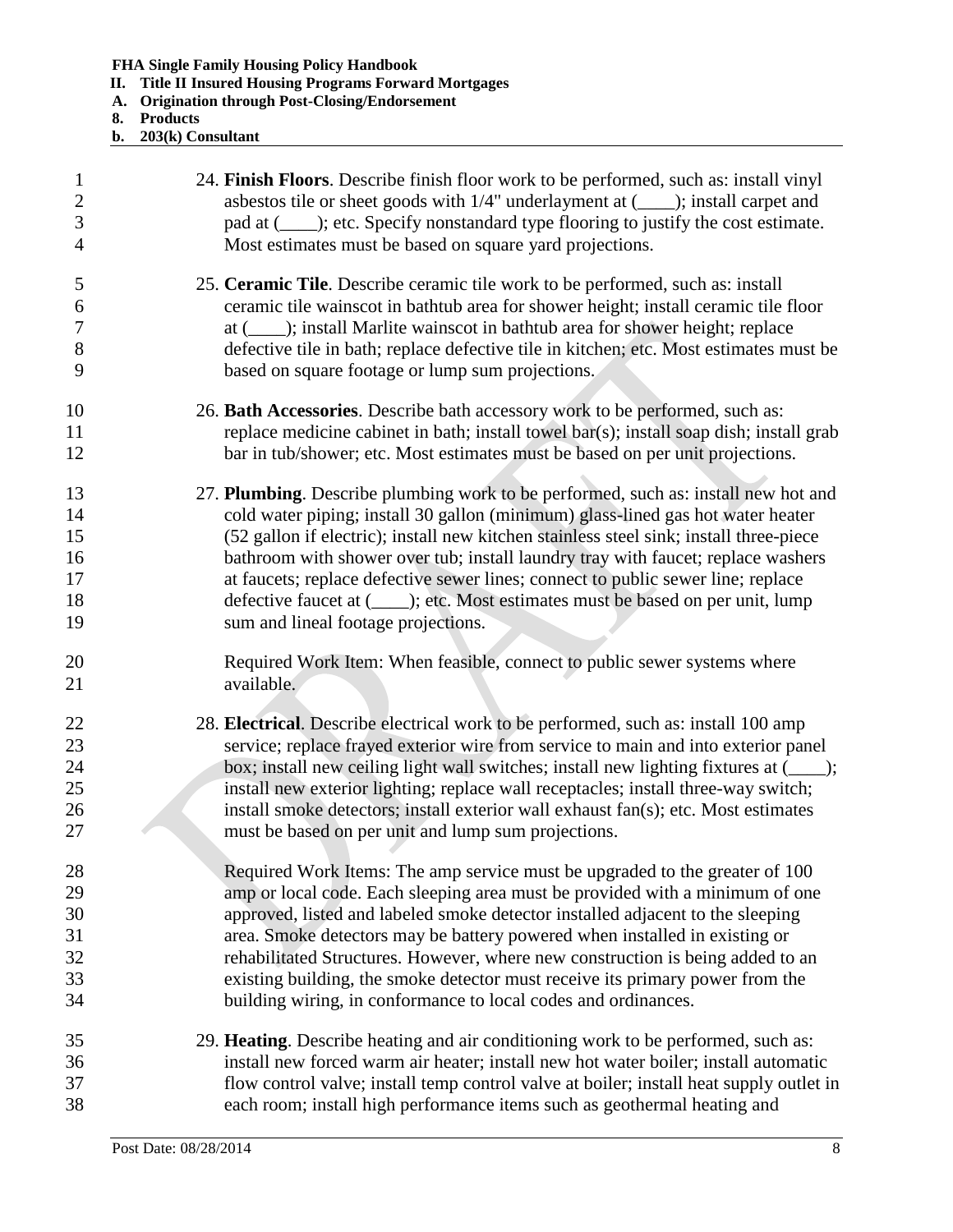24. **Finish Floors**. Describe finish floor work to be performed, such as: install vinyl asbestos tile or sheet goods with 1/4" underlayment at (____); install carpet and pad at (____); etc. Specify nonstandard type flooring to justify the cost estimate. Most estimates must be based on square yard projections.

25. **Ceramic Tile**. Describe ceramic tile work to be performed, such as: install ceramic tile wainscot in bathtub area for shower height; install ceramic tile floor at (____); install Marlite wainscot in bathtub area for shower height; replace defective tile in bath; replace defective tile in kitchen; etc. Most estimates must be based on square footage or lump sum projections.

26. **Bath Accessories**. Describe bath accessory work to be performed, such as: replace medicine cabinet in bath; install towel bar(s); install soap dish; install grab bar in tub/shower; etc. Most estimates must be based on per unit projections.

27. **Plumbing**. Describe plumbing work to be performed, such as: install new hot and cold water piping; install 30 gallon (minimum) glass-lined gas hot water heater (52 gallon if electric); install new kitchen stainless steel sink; install three-piece bathroom with shower over tub; install laundry tray with faucet; replace washers at faucets; replace defective sewer lines; connect to public sewer line; replace defective faucet at (____); etc. Most estimates must be based on per unit, lump sum and lineal footage projections.

    Required Work Item: When feasible, connect to public sewer systems where available.

28. **Electrical**. Describe electrical work to be performed, such as: install 100 amp service; replace frayed exterior wire from service to main and into exterior panel box; install new ceiling light wall switches; install new lighting fixtures at (____); install new exterior lighting; replace wall receptacles; install three-way switch; install smoke detectors; install exterior wall exhaust fan(s); etc. Most estimates must be based on per unit and lump sum projections.

    Required Work Items: The amp service must be upgraded to the greater of 100 amp or local code. Each sleeping area must be provided with a minimum of one approved, listed and labeled smoke detector installed adjacent to the sleeping area. Smoke detectors may be battery powered when installed in existing or rehabilitated Structures. However, where new construction is being added to an existing building, the smoke detector must receive its primary power from the building wiring, in conformance to local codes and ordinances.

29. **Heating**. Describe heating and air conditioning work to be performed, such as: install new forced warm air heater; install new hot water boiler; install automatic flow control valve; install temp control valve at boiler; install heat supply outlet in each room; install high performance items such as geothermal heating and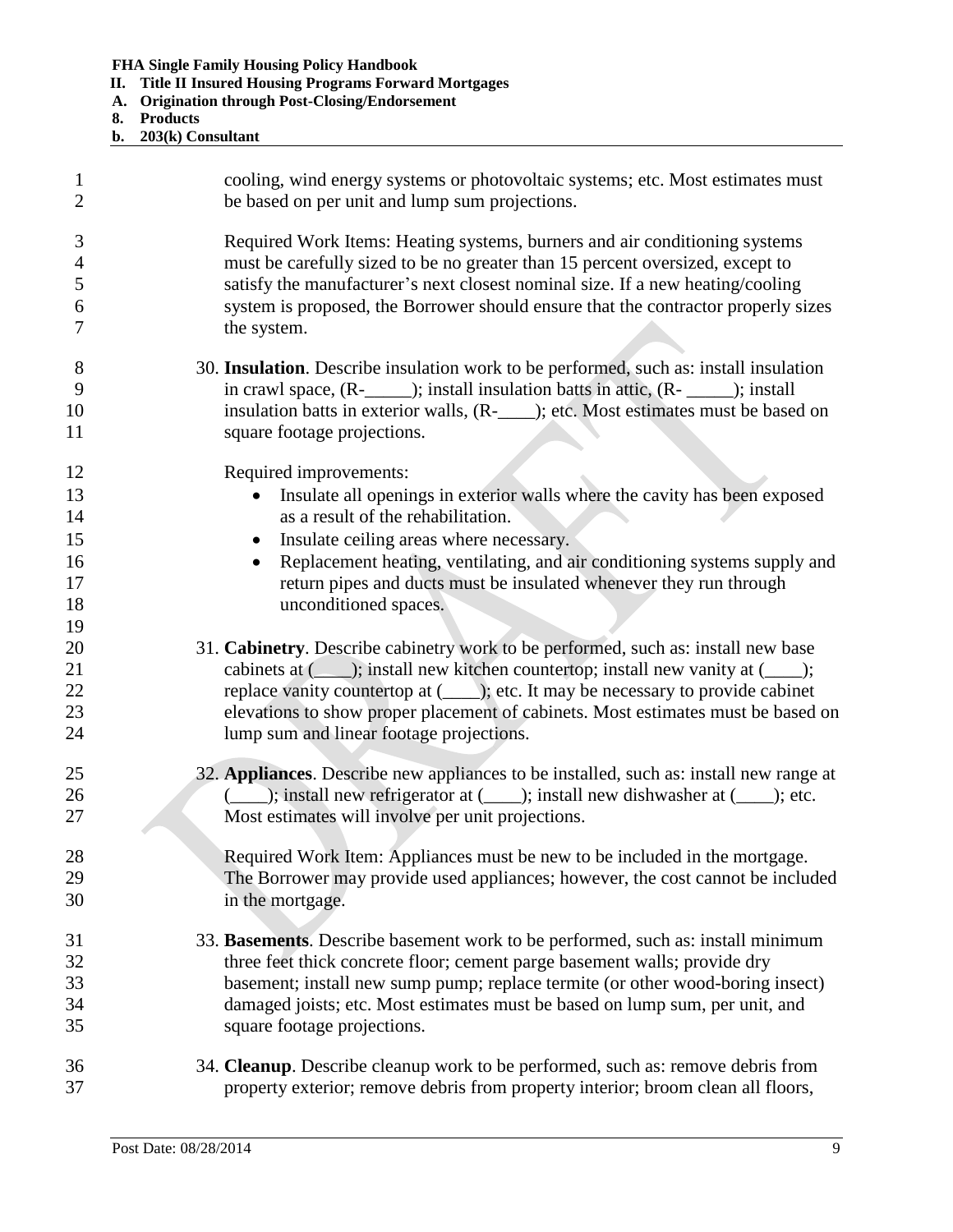cooling, wind energy systems or photovoltaic systems; etc. Most estimates must be based on per unit and lump sum projections.

Required Work Items: Heating systems, burners and air conditioning systems must be carefully sized to be no greater than 15 percent oversized, except to satisfy the manufacturer's next closest nominal size. If a new heating/cooling system is proposed, the Borrower should ensure that the contractor properly sizes the system.

30. **Insulation**. Describe insulation work to be performed, such as: install insulation in crawl space, (R-_____); install insulation batts in attic, (R- _____); install insulation batts in exterior walls, (R-____); etc. Most estimates must be based on square footage projections.

    Required improvements:

    - Insulate all openings in exterior walls where the cavity has been exposed as a result of the rehabilitation.
    - Insulate ceiling areas where necessary.
    - Replacement heating, ventilating, and air conditioning systems supply and return pipes and ducts must be insulated whenever they run through unconditioned spaces.

31. **Cabinetry**. Describe cabinetry work to be performed, such as: install new base cabinets at (____); install new kitchen countertop; install new vanity at (____); replace vanity countertop at (____); etc. It may be necessary to provide cabinet elevations to show proper placement of cabinets. Most estimates must be based on lump sum and linear footage projections.

32. **Appliances**. Describe new appliances to be installed, such as: install new range at (____); install new refrigerator at (____); install new dishwasher at (____); etc. Most estimates will involve per unit projections.

    Required Work Item: Appliances must be new to be included in the mortgage. The Borrower may provide used appliances; however, the cost cannot be included in the mortgage.

33. **Basements**. Describe basement work to be performed, such as: install minimum three feet thick concrete floor; cement parge basement walls; provide dry basement; install new sump pump; replace termite (or other wood-boring insect) damaged joists; etc. Most estimates must be based on lump sum, per unit, and square footage projections.

34. **Cleanup**. Describe cleanup work to be performed, such as: remove debris from property exterior; remove debris from property interior; broom clean all floors,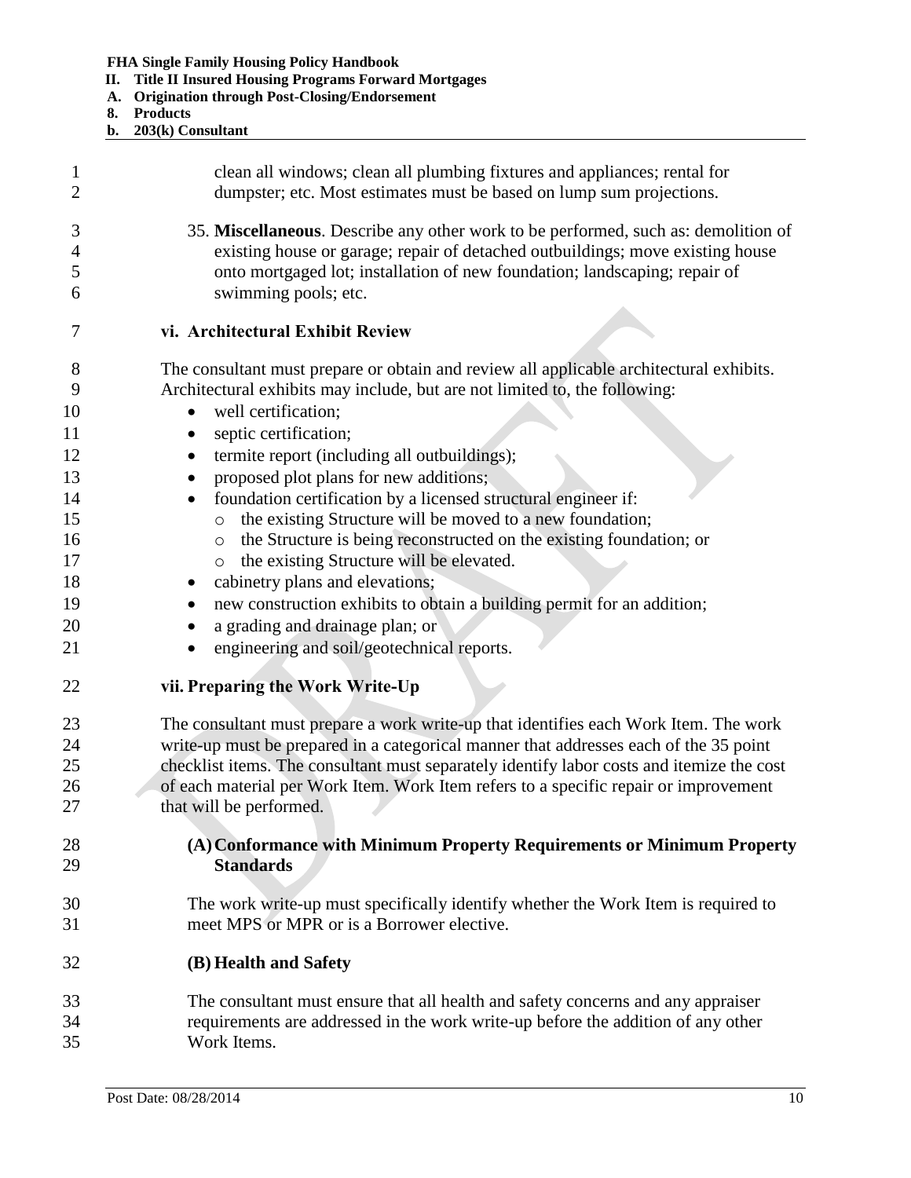clean all windows; clean all plumbing fixtures and appliances; rental for dumpster; etc. Most estimates must be based on lump sum projections.

35. **Miscellaneous**. Describe any other work to be performed, such as: demolition of existing house or garage; repair of detached outbuildings; move existing house onto mortgaged lot; installation of new foundation; landscaping; repair of swimming pools; etc.

### vi. Architectural Exhibit Review

The consultant must prepare or obtain and review all applicable architectural exhibits. Architectural exhibits may include, but are not limited to, the following:

- well certification;
- septic certification;
- termite report (including all outbuildings);
- proposed plot plans for new additions;
- foundation certification by a licensed structural engineer if:
  - the existing Structure will be moved to a new foundation;
  - the Structure is being reconstructed on the existing foundation; or
  - the existing Structure will be elevated.
- cabinetry plans and elevations;
- new construction exhibits to obtain a building permit for an addition;
- a grading and drainage plan; or
- engineering and soil/geotechnical reports.

### vii. Preparing the Work Write-Up

The consultant must prepare a work write-up that identifies each Work Item. The work write-up must be prepared in a categorical manner that addresses each of the 35 point checklist items. The consultant must separately identify labor costs and itemize the cost of each material per Work Item. Work Item refers to a specific repair or improvement that will be performed.

#### (A) Conformance with Minimum Property Requirements or Minimum Property Standards

The work write-up must specifically identify whether the Work Item is required to meet MPS or MPR or is a Borrower elective.

#### (B) Health and Safety

The consultant must ensure that all health and safety concerns and any appraiser requirements are addressed in the work write-up before the addition of any other Work Items.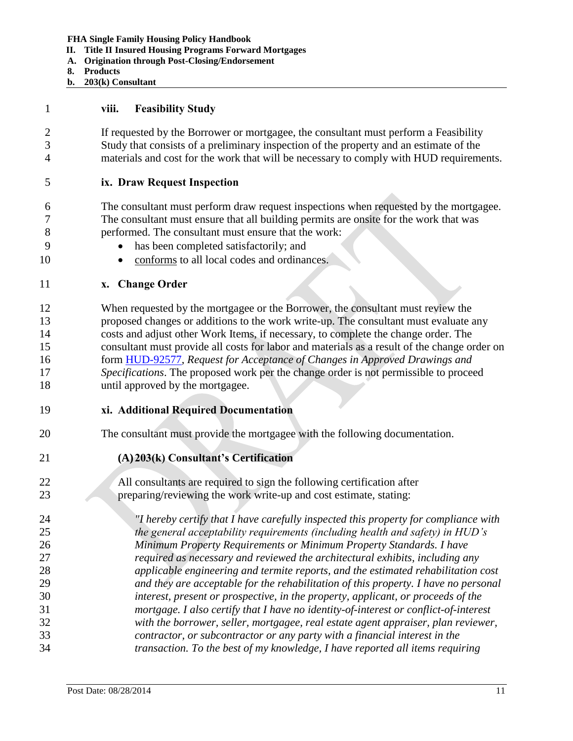#### viii. Feasibility Study

If requested by the Borrower or mortgagee, the consultant must perform a Feasibility Study that consists of a preliminary inspection of the property and an estimate of the materials and cost for the work that will be necessary to comply with HUD requirements.

#### ix. Draw Request Inspection

The consultant must perform draw request inspections when requested by the mortgagee. The consultant must ensure that all building permits are onsite for the work that was performed. The consultant must ensure that the work:

- has been completed satisfactorily; and
- conforms to all local codes and ordinances.

#### x. Change Order

When requested by the mortgagee or the Borrower, the consultant must review the proposed changes or additions to the work write-up. The consultant must evaluate any costs and adjust other Work Items, if necessary, to complete the change order. The consultant must provide all costs for labor and materials as a result of the change order on form HUD-92577, *Request for Acceptance of Changes in Approved Drawings and Specifications*. The proposed work per the change order is not permissible to proceed until approved by the mortgagee.

#### xi. Additional Required Documentation

The consultant must provide the mortgagee with the following documentation.

##### (A) 203(k) Consultant's Certification

All consultants are required to sign the following certification after preparing/reviewing the work write-up and cost estimate, stating:

*"I hereby certify that I have carefully inspected this property for compliance with the general acceptability requirements (including health and safety) in HUD's Minimum Property Requirements or Minimum Property Standards. I have required as necessary and reviewed the architectural exhibits, including any applicable engineering and termite reports, and the estimated rehabilitation cost and they are acceptable for the rehabilitation of this property. I have no personal interest, present or prospective, in the property, applicant, or proceeds of the mortgage. I also certify that I have no identity-of-interest or conflict-of-interest with the borrower, seller, mortgagee, real estate agent appraiser, plan reviewer, contractor, or subcontractor or any party with a financial interest in the transaction. To the best of my knowledge, I have reported all items requiring*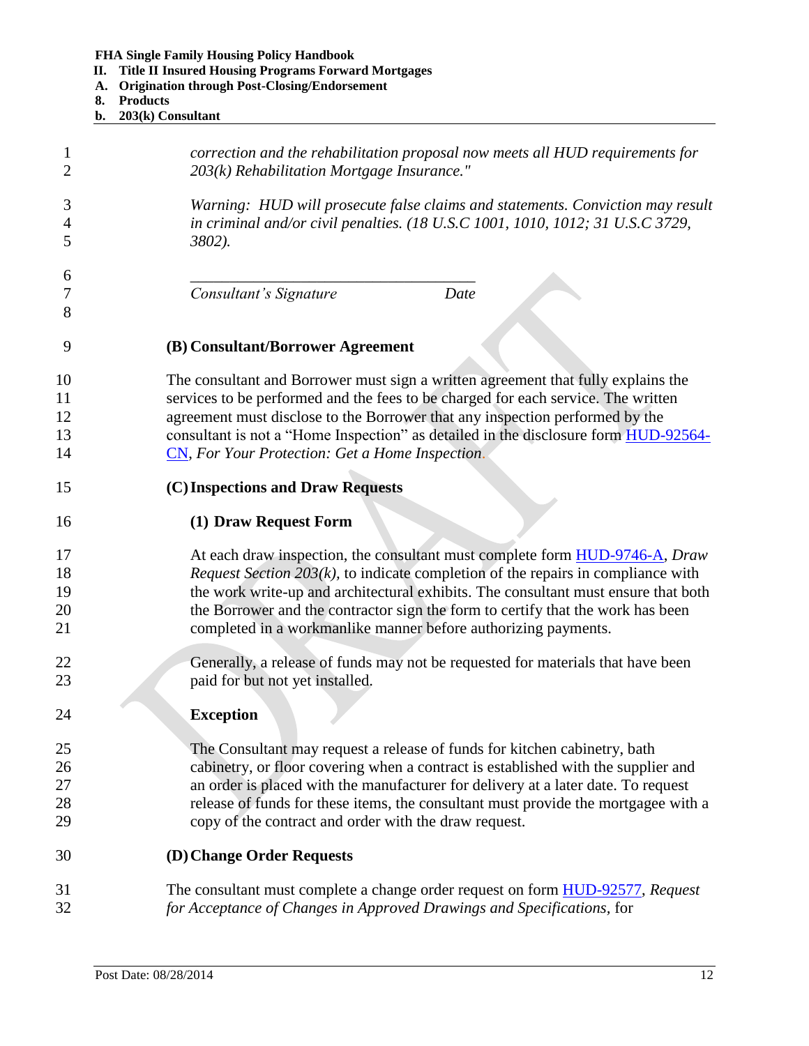*correction and the rehabilitation proposal now meets all HUD requirements for 203(k) Rehabilitation Mortgage Insurance."*

*Warning: HUD will prosecute false claims and statements. Conviction may result in criminal and/or civil penalties. (18 U.S.C 1001, 1010, 1012; 31 U.S.C 3729, 3802).*

______________________________________

*Consultant's Signature* *Date*

**(B) Consultant/Borrower Agreement**

The consultant and Borrower must sign a written agreement that fully explains the services to be performed and the fees to be charged for each service. The written agreement must disclose to the Borrower that any inspection performed by the consultant is not a "Home Inspection" as detailed in the disclosure form HUD-92564-CN, *For Your Protection: Get a Home Inspection*.

**(C) Inspections and Draw Requests**

**(1) Draw Request Form**

At each draw inspection, the consultant must complete form HUD-9746-A, *Draw Request Section 203(k)*, to indicate completion of the repairs in compliance with the work write-up and architectural exhibits. The consultant must ensure that both the Borrower and the contractor sign the form to certify that the work has been completed in a workmanlike manner before authorizing payments.

Generally, a release of funds may not be requested for materials that have been paid for but not yet installed.

**Exception**

The Consultant may request a release of funds for kitchen cabinetry, bath cabinetry, or floor covering when a contract is established with the supplier and an order is placed with the manufacturer for delivery at a later date. To request release of funds for these items, the consultant must provide the mortgagee with a copy of the contract and order with the draw request.

**(D) Change Order Requests**

The consultant must complete a change order request on form HUD-92577, *Request for Acceptance of Changes in Approved Drawings and Specifications*, for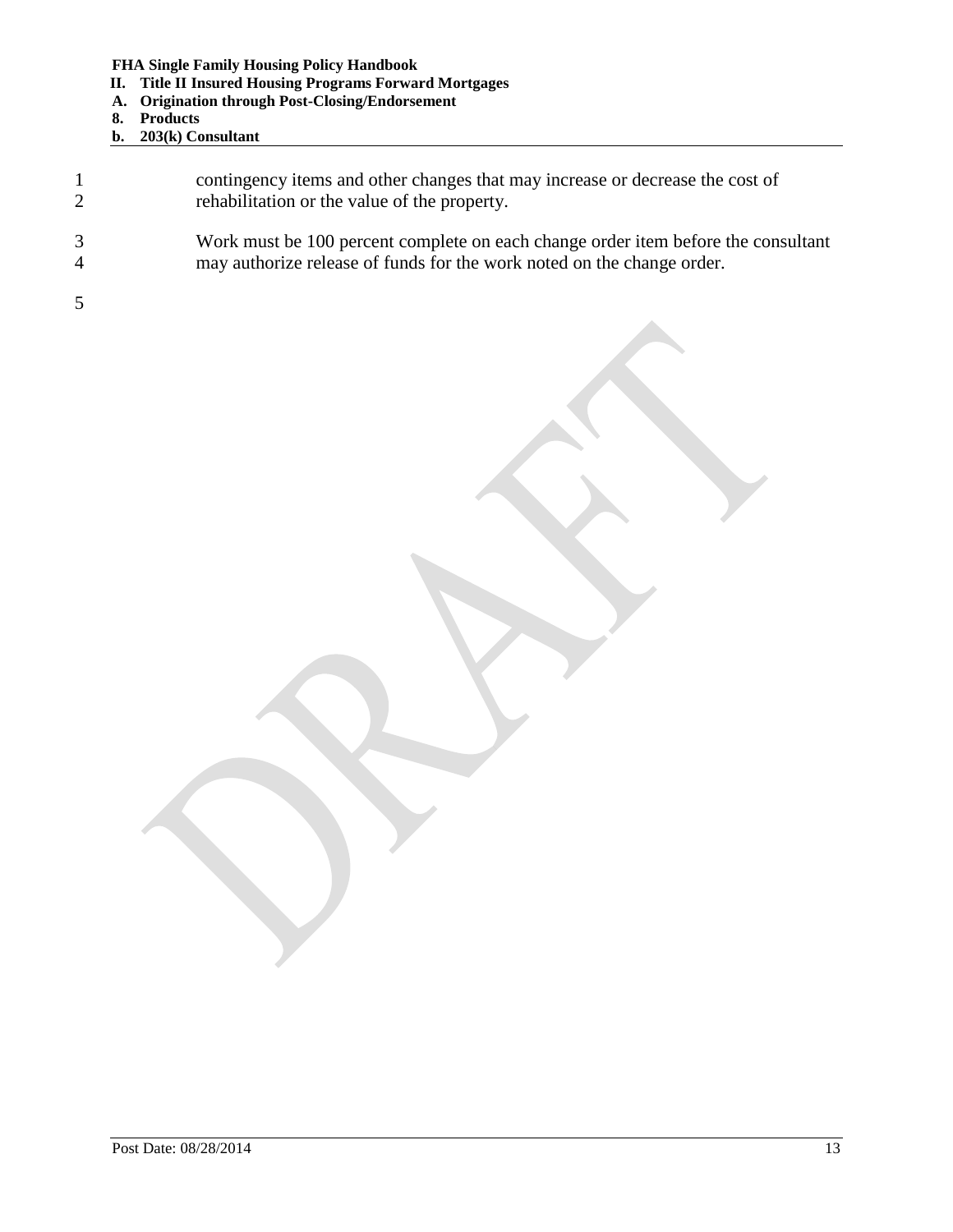contingency items and other changes that may increase or decrease the cost of rehabilitation or the value of the property.

Work must be 100 percent complete on each change order item before the consultant may authorize release of funds for the work noted on the change order.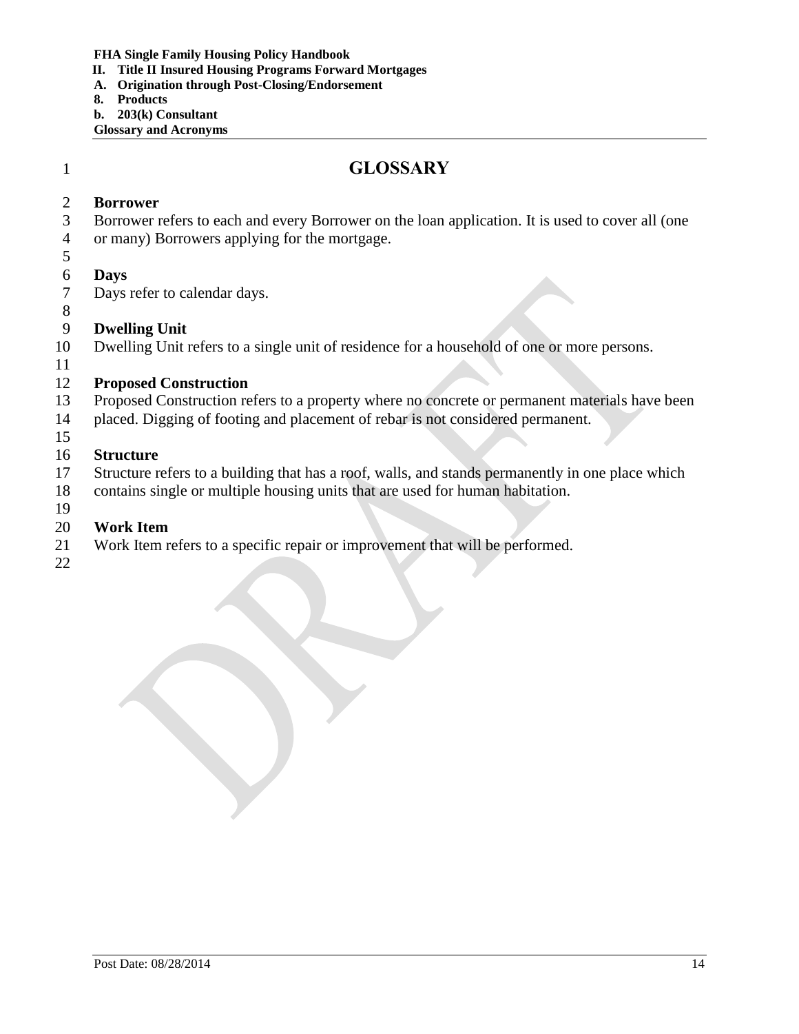# GLOSSARY

**Borrower**

Borrower refers to each and every Borrower on the loan application. It is used to cover all (one or many) Borrowers applying for the mortgage.

**Days**

Days refer to calendar days.

**Dwelling Unit**

Dwelling Unit refers to a single unit of residence for a household of one or more persons.

**Proposed Construction**

Proposed Construction refers to a property where no concrete or permanent materials have been placed. Digging of footing and placement of rebar is not considered permanent.

**Structure**

Structure refers to a building that has a roof, walls, and stands permanently in one place which contains single or multiple housing units that are used for human habitation.

**Work Item**

Work Item refers to a specific repair or improvement that will be performed.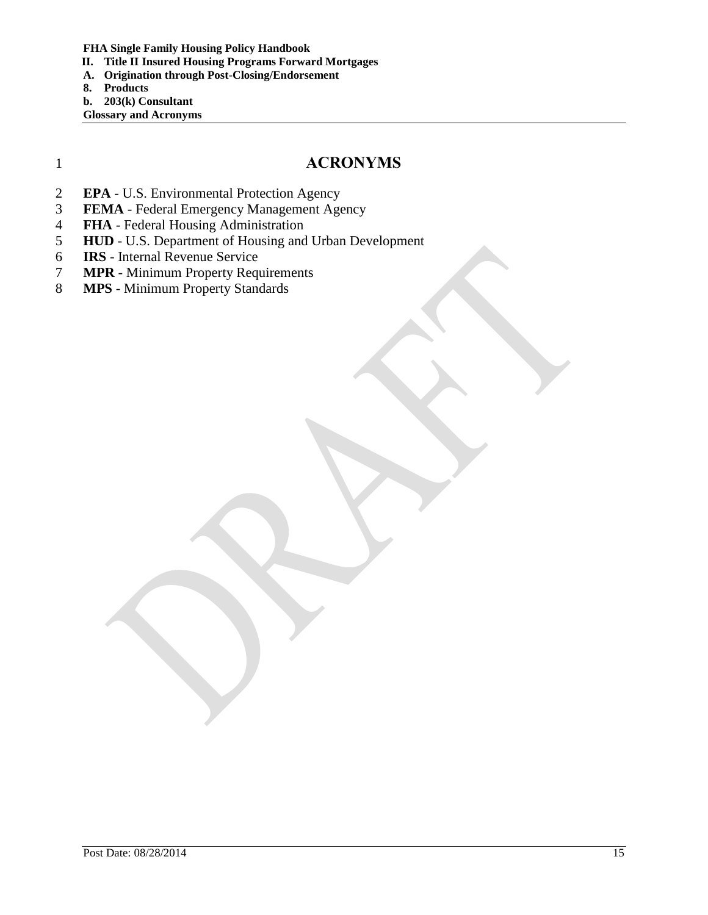# ACRONYMS

**EPA** - U.S. Environmental Protection Agency
**FEMA** - Federal Emergency Management Agency
**FHA** - Federal Housing Administration
**HUD** - U.S. Department of Housing and Urban Development
**IRS** - Internal Revenue Service
**MPR** - Minimum Property Requirements
**MPS** - Minimum Property Standards